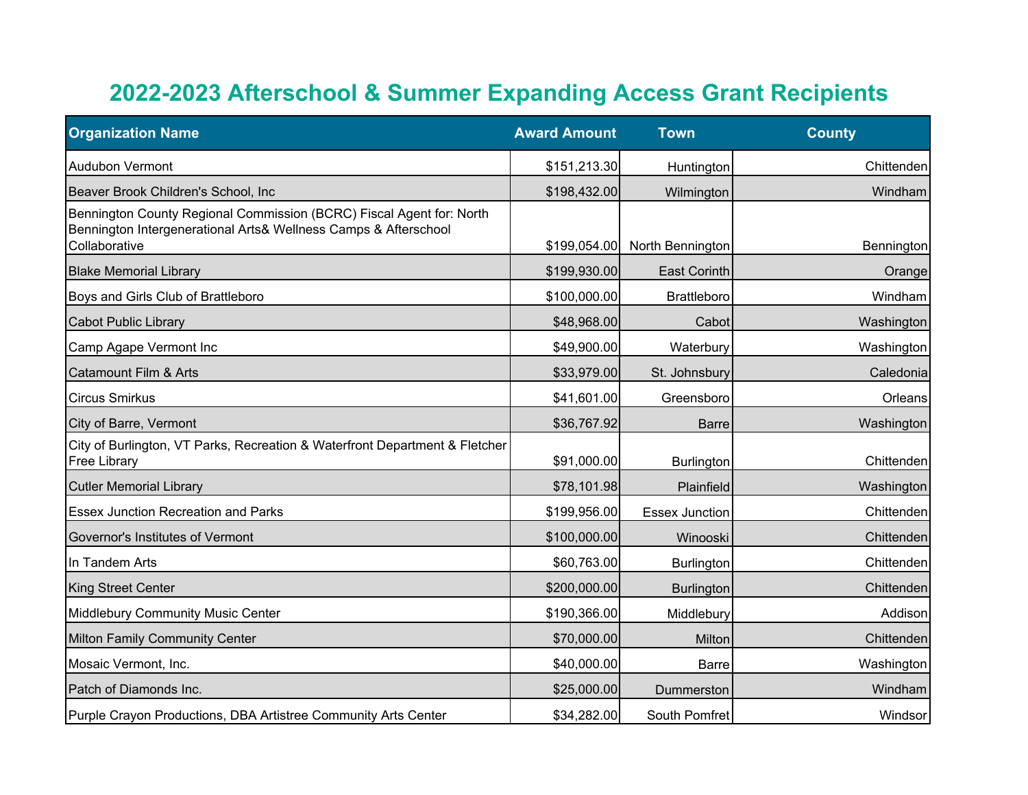# 2022-2023 Afterschool & Summer Expanding Access Grant Recipients

| Organization Name | Award Amount | Town | County |
|---|---|---|---|
| Audubon Vermont | $151,213.30 | Huntington | Chittenden |
| Beaver Brook Children's School, Inc | $198,432.00 | Wilmington | Windham |
| Bennington County Regional Commission (BCRC) Fiscal Agent for: North Bennington Intergenerational Arts& Wellness Camps & Afterschool Collaborative | $199,054.00 | North Bennington | Bennington |
| Blake Memorial Library | $199,930.00 | East Corinth | Orange |
| Boys and Girls Club of Brattleboro | $100,000.00 | Brattleboro | Windham |
| Cabot Public Library | $48,968.00 | Cabot | Washington |
| Camp Agape Vermont Inc | $49,900.00 | Waterbury | Washington |
| Catamount Film & Arts | $33,979.00 | St. Johnsbury | Caledonia |
| Circus Smirkus | $41,601.00 | Greensboro | Orleans |
| City of Barre, Vermont | $36,767.92 | Barre | Washington |
| City of Burlington, VT Parks, Recreation & Waterfront Department & Fletcher Free Library | $91,000.00 | Burlington | Chittenden |
| Cutler Memorial Library | $78,101.98 | Plainfield | Washington |
| Essex Junction Recreation and Parks | $199,956.00 | Essex Junction | Chittenden |
| Governor's Institutes of Vermont | $100,000.00 | Winooski | Chittenden |
| In Tandem Arts | $60,763.00 | Burlington | Chittenden |
| King Street Center | $200,000.00 | Burlington | Chittenden |
| Middlebury Community Music Center | $190,366.00 | Middlebury | Addison |
| Milton Family Community Center | $70,000.00 | Milton | Chittenden |
| Mosaic Vermont, Inc. | $40,000.00 | Barre | Washington |
| Patch of Diamonds Inc. | $25,000.00 | Dummerston | Windham |
| Purple Crayon Productions, DBA Artistree Community Arts Center | $34,282.00 | South Pomfret | Windsor |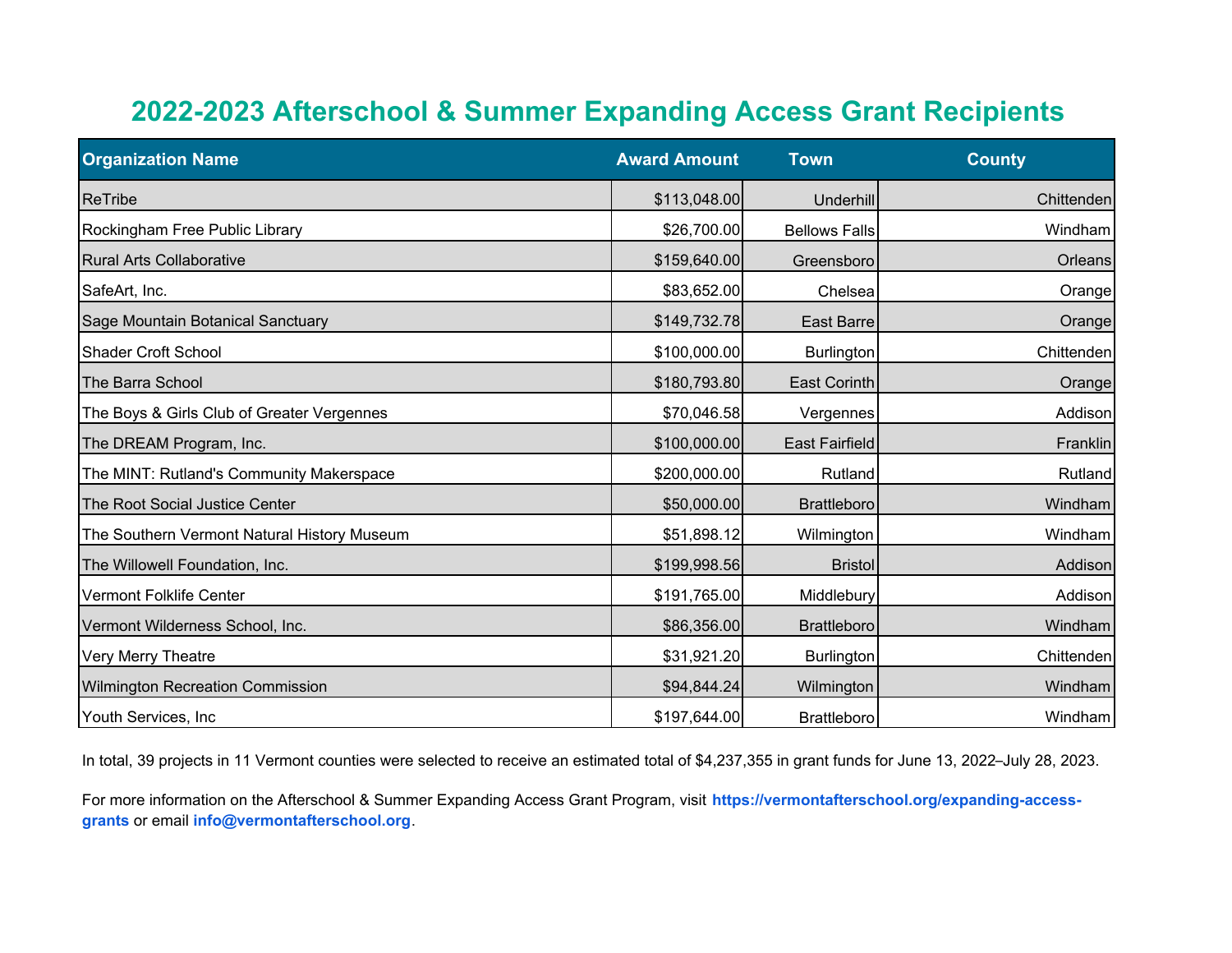# 2022-2023 Afterschool & Summer Expanding Access Grant Recipients

| Organization Name | Award Amount | Town | County |
|---|---|---|---|
| ReTribe | $113,048.00 | Underhill | Chittenden |
| Rockingham Free Public Library | $26,700.00 | Bellows Falls | Windham |
| Rural Arts Collaborative | $159,640.00 | Greensboro | Orleans |
| SafeArt, Inc. | $83,652.00 | Chelsea | Orange |
| Sage Mountain Botanical Sanctuary | $149,732.78 | East Barre | Orange |
| Shader Croft School | $100,000.00 | Burlington | Chittenden |
| The Barra School | $180,793.80 | East Corinth | Orange |
| The Boys & Girls Club of Greater Vergennes | $70,046.58 | Vergennes | Addison |
| The DREAM Program, Inc. | $100,000.00 | East Fairfield | Franklin |
| The MINT: Rutland's Community Makerspace | $200,000.00 | Rutland | Rutland |
| The Root Social Justice Center | $50,000.00 | Brattleboro | Windham |
| The Southern Vermont Natural History Museum | $51,898.12 | Wilmington | Windham |
| The Willowell Foundation, Inc. | $199,998.56 | Bristol | Addison |
| Vermont Folklife Center | $191,765.00 | Middlebury | Addison |
| Vermont Wilderness School, Inc. | $86,356.00 | Brattleboro | Windham |
| Very Merry Theatre | $31,921.20 | Burlington | Chittenden |
| Wilmington Recreation Commission | $94,844.24 | Wilmington | Windham |
| Youth Services, Inc | $197,644.00 | Brattleboro | Windham |

In total, 39 projects in 11 Vermont counties were selected to receive an estimated total of $4,237,355 in grant funds for June 13, 2022–July 28, 2023.

For more information on the Afterschool & Summer Expanding Access Grant Program, visit **https://vermontafterschool.org/expanding-access-grants** or email **info@vermontafterschool.org**.